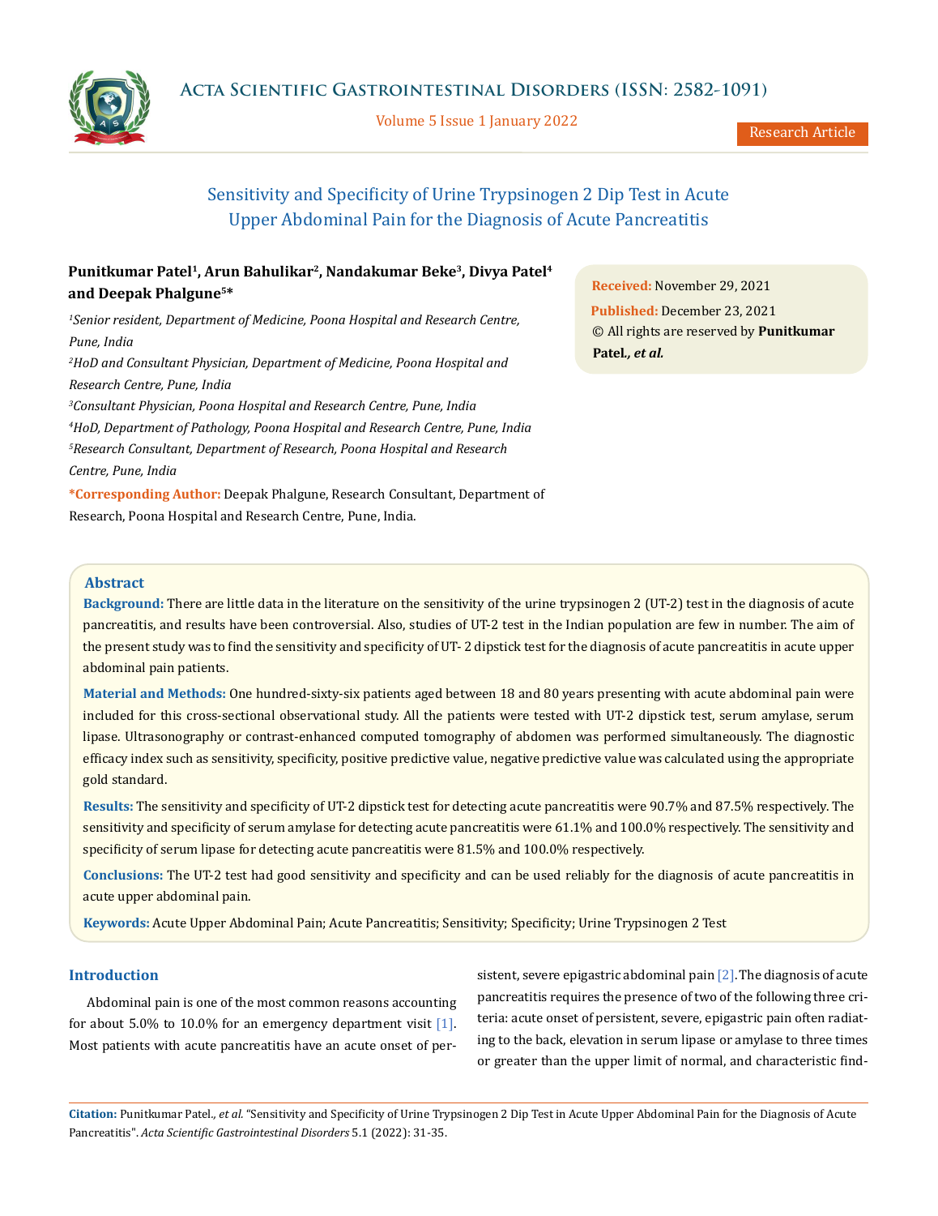Research Article

# Sensitivity and Specificity of Urine Trypsinogen 2 Dip Test in Acute Upper Abdominal Pain for the Diagnosis of Acute Pancreatitis

**Punitkumar Patel[1], Arun Bahulikar[2], Nandakumar Beke[3], Divya Patel[4] and Deepak Phalgune[5]***

*[1]Senior resident, Department of Medicine, Poona Hospital and Research Centre, Pune, India*

*[2]HoD and Consultant Physician, Department of Medicine, Poona Hospital and Research Centre, Pune, India*

*[3]Consultant Physician, Poona Hospital and Research Centre, Pune, India*

*[4]HoD, Department of Pathology, Poona Hospital and Research Centre, Pune, India*

*[5]Research Consultant, Department of Research, Poona Hospital and Research Centre, Pune, India*

**\*Corresponding Author:** Deepak Phalgune, Research Consultant, Department of Research, Poona Hospital and Research Centre, Pune, India.

**Received:** November 29, 2021
**Published:** December 23, 2021
© All rights are reserved by **Punitkumar Patel., *et al.***

## Abstract

**Background:** There are little data in the literature on the sensitivity of the urine trypsinogen 2 (UT-2) test in the diagnosis of acute pancreatitis, and results have been controversial. Also, studies of UT-2 test in the Indian population are few in number. The aim of the present study was to find the sensitivity and specificity of UT- 2 dipstick test for the diagnosis of acute pancreatitis in acute upper abdominal pain patients.

**Material and Methods:** One hundred-sixty-six patients aged between 18 and 80 years presenting with acute abdominal pain were included for this cross-sectional observational study. All the patients were tested with UT-2 dipstick test, serum amylase, serum lipase. Ultrasonography or contrast-enhanced computed tomography of abdomen was performed simultaneously. The diagnostic efficacy index such as sensitivity, specificity, positive predictive value, negative predictive value was calculated using the appropriate gold standard.

**Results:** The sensitivity and specificity of UT-2 dipstick test for detecting acute pancreatitis were 90.7% and 87.5% respectively. The sensitivity and specificity of serum amylase for detecting acute pancreatitis were 61.1% and 100.0% respectively. The sensitivity and specificity of serum lipase for detecting acute pancreatitis were 81.5% and 100.0% respectively.

**Conclusions:** The UT-2 test had good sensitivity and specificity and can be used reliably for the diagnosis of acute pancreatitis in acute upper abdominal pain.

**Keywords:** Acute Upper Abdominal Pain; Acute Pancreatitis; Sensitivity; Specificity; Urine Trypsinogen 2 Test

## Introduction

Abdominal pain is one of the most common reasons accounting for about 5.0% to 10.0% for an emergency department visit [1]. Most patients with acute pancreatitis have an acute onset of persistent, severe epigastric abdominal pain [2]. The diagnosis of acute pancreatitis requires the presence of two of the following three criteria: acute onset of persistent, severe, epigastric pain often radiating to the back, elevation in serum lipase or amylase to three times or greater than the upper limit of normal, and characteristic find-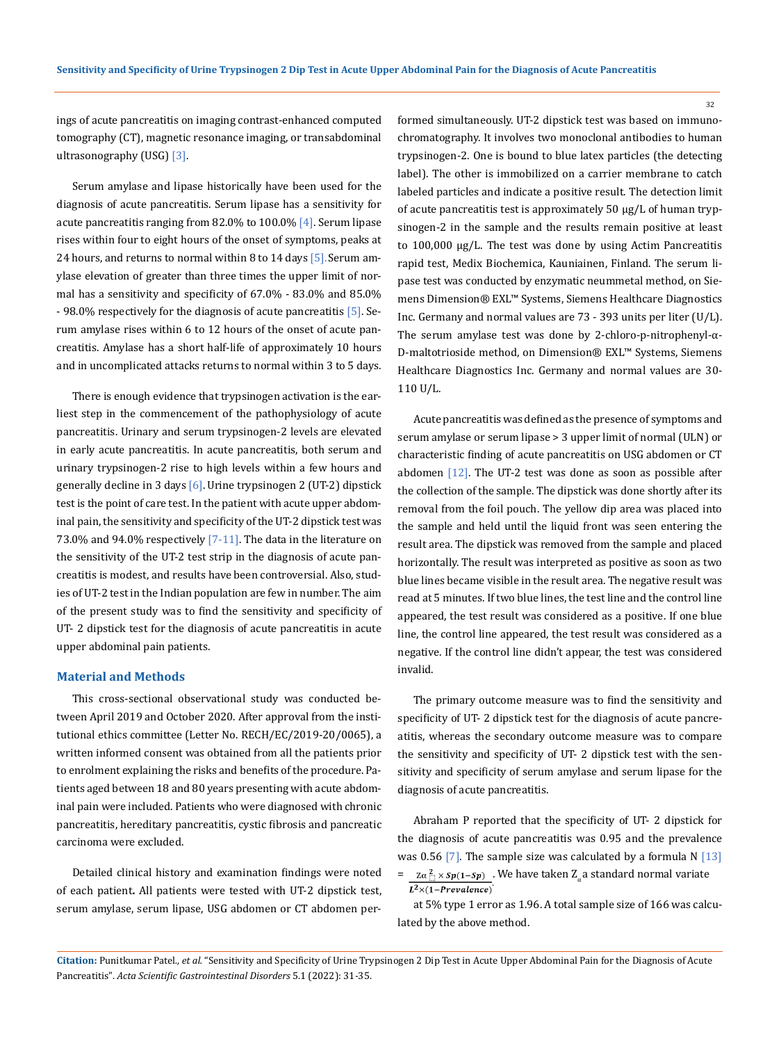ings of acute pancreatitis on imaging contrast-enhanced computed tomography (CT), magnetic resonance imaging, or transabdominal ultrasonography (USG) [3].

Serum amylase and lipase historically have been used for the diagnosis of acute pancreatitis. Serum lipase has a sensitivity for acute pancreatitis ranging from 82.0% to 100.0% [4]. Serum lipase rises within four to eight hours of the onset of symptoms, peaks at 24 hours, and returns to normal within 8 to 14 days [5]. Serum amylase elevation of greater than three times the upper limit of normal has a sensitivity and specificity of 67.0% - 83.0% and 85.0% - 98.0% respectively for the diagnosis of acute pancreatitis [5]. Serum amylase rises within 6 to 12 hours of the onset of acute pancreatitis. Amylase has a short half-life of approximately 10 hours and in uncomplicated attacks returns to normal within 3 to 5 days.

There is enough evidence that trypsinogen activation is the earliest step in the commencement of the pathophysiology of acute pancreatitis. Urinary and serum trypsinogen-2 levels are elevated in early acute pancreatitis. In acute pancreatitis, both serum and urinary trypsinogen-2 rise to high levels within a few hours and generally decline in 3 days [6]. Urine trypsinogen 2 (UT-2) dipstick test is the point of care test. In the patient with acute upper abdominal pain, the sensitivity and specificity of the UT-2 dipstick test was 73.0% and 94.0% respectively [7-11]. The data in the literature on the sensitivity of the UT-2 test strip in the diagnosis of acute pancreatitis is modest, and results have been controversial. Also, studies of UT-2 test in the Indian population are few in number. The aim of the present study was to find the sensitivity and specificity of UT- 2 dipstick test for the diagnosis of acute pancreatitis in acute upper abdominal pain patients.

## Material and Methods

This cross-sectional observational study was conducted between April 2019 and October 2020. After approval from the institutional ethics committee (Letter No. RECH/EC/2019-20/0065), a written informed consent was obtained from all the patients prior to enrolment explaining the risks and benefits of the procedure. Patients aged between 18 and 80 years presenting with acute abdominal pain were included. Patients who were diagnosed with chronic pancreatitis, hereditary pancreatitis, cystic fibrosis and pancreatic carcinoma were excluded.

Detailed clinical history and examination findings were noted of each patient**.** All patients were tested with UT-2 dipstick test, serum amylase, serum lipase, USG abdomen or CT abdomen performed simultaneously. UT-2 dipstick test was based on immunochromatography. It involves two monoclonal antibodies to human trypsinogen-2. One is bound to blue latex particles (the detecting label). The other is immobilized on a carrier membrane to catch labeled particles and indicate a positive result. The detection limit of acute pancreatitis test is approximately 50 μg/L of human trypsinogen-2 in the sample and the results remain positive at least to 100,000 μg/L. The test was done by using Actim Pancreatitis rapid test, Medix Biochemica, Kauniainen, Finland. The serum lipase test was conducted by enzymatic neummetal method, on Siemens Dimension® EXL™ Systems, Siemens Healthcare Diagnostics Inc. Germany and normal values are 73 - 393 units per liter (U/L). The serum amylase test was done by 2-chloro-p-nitrophenyl-α-D-maltotrioside method, on Dimension® EXL™ Systems, Siemens Healthcare Diagnostics Inc. Germany and normal values are 30-110 U/L.

Acute pancreatitis was defined as the presence of symptoms and serum amylase or serum lipase > 3 upper limit of normal (ULN) or characteristic finding of acute pancreatitis on USG abdomen or CT abdomen [12]. The UT-2 test was done as soon as possible after the collection of the sample. The dipstick was done shortly after its removal from the foil pouch. The yellow dip area was placed into the sample and held until the liquid front was seen entering the result area. The dipstick was removed from the sample and placed horizontally. The result was interpreted as positive as soon as two blue lines became visible in the result area. The negative result was read at 5 minutes. If two blue lines, the test line and the control line appeared, the test result was considered as a positive. If one blue line, the control line appeared, the test result was considered as a negative. If the control line didn't appear, the test was considered invalid.

The primary outcome measure was to find the sensitivity and specificity of UT- 2 dipstick test for the diagnosis of acute pancreatitis, whereas the secondary outcome measure was to compare the sensitivity and specificity of UT- 2 dipstick test with the sensitivity and specificity of serum amylase and serum lipase for the diagnosis of acute pancreatitis.

Abraham P reported that the specificity of UT- 2 dipstick for the diagnosis of acute pancreatitis was 0.95 and the prevalence was 0.56 [7]. The sample size was calculated by a formula N [13] = $\frac{Z\alpha^2 \times Sp(1-Sp)}{L^2 \times (1-Prevalence)}$. We have taken $Z_\alpha$ a standard normal variate at 5% type 1 error as 1.96. A total sample size of 166 was calculated by the above method.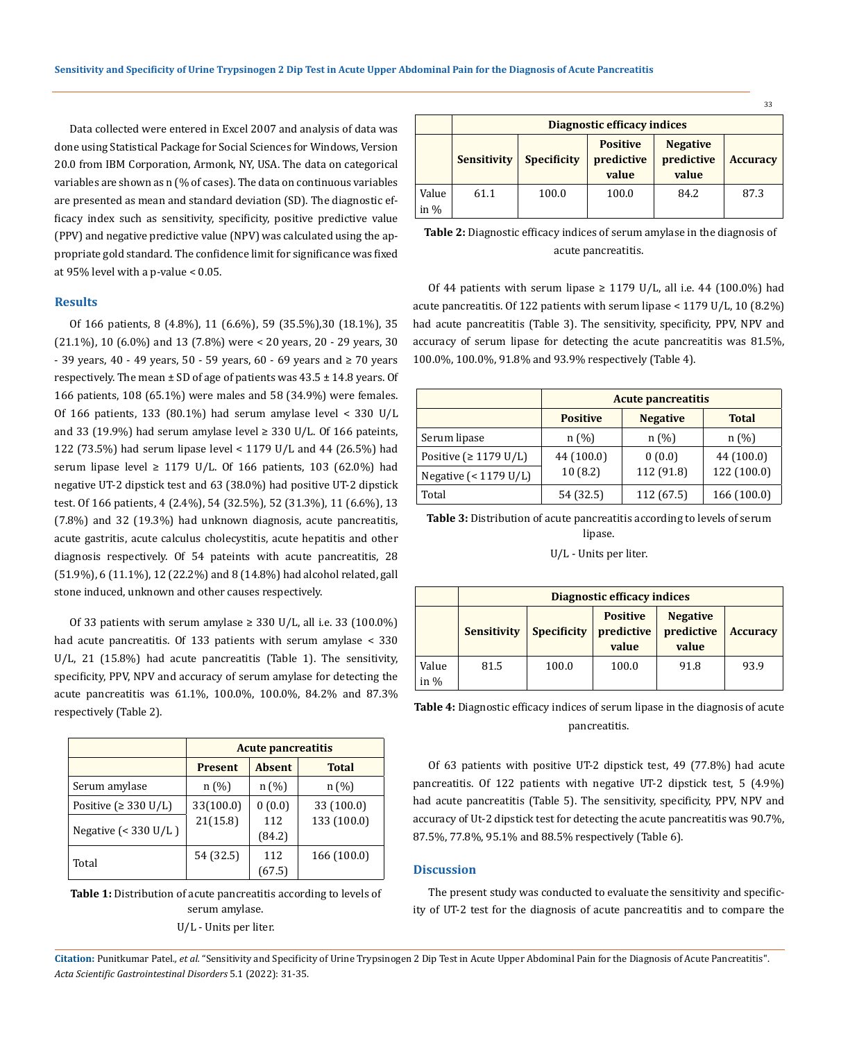Data collected were entered in Excel 2007 and analysis of data was done using Statistical Package for Social Sciences for Windows, Version 20.0 from IBM Corporation, Armonk, NY, USA. The data on categorical variables are shown as n (% of cases). The data on continuous variables are presented as mean and standard deviation (SD). The diagnostic efficacy index such as sensitivity, specificity, positive predictive value (PPV) and negative predictive value (NPV) was calculated using the appropriate gold standard. The confidence limit for significance was fixed at 95% level with a p-value < 0.05.

## Results

Of 166 patients, 8 (4.8%), 11 (6.6%), 59 (35.5%),30 (18.1%), 35 (21.1%), 10 (6.0%) and 13 (7.8%) were < 20 years, 20 - 29 years, 30 - 39 years, 40 - 49 years, 50 - 59 years, 60 - 69 years and ≥ 70 years respectively. The mean ± SD of age of patients was 43.5 ± 14.8 years. Of 166 patients, 108 (65.1%) were males and 58 (34.9%) were females. Of 166 patients, 133 (80.1%) had serum amylase level < 330 U/L and 33 (19.9%) had serum amylase level ≥ 330 U/L. Of 166 pateints, 122 (73.5%) had serum lipase level < 1179 U/L and 44 (26.5%) had serum lipase level ≥ 1179 U/L. Of 166 patients, 103 (62.0%) had negative UT-2 dipstick test and 63 (38.0%) had positive UT-2 dipstick test. Of 166 patients, 4 (2.4%), 54 (32.5%), 52 (31.3%), 11 (6.6%), 13 (7.8%) and 32 (19.3%) had unknown diagnosis, acute pancreatitis, acute gastritis, acute calculus cholecystitis, acute hepatitis and other diagnosis respectively. Of 54 pateints with acute pancreatitis, 28 (51.9%), 6 (11.1%), 12 (22.2%) and 8 (14.8%) had alcohol related, gall stone induced, unknown and other causes respectively.

Of 33 patients with serum amylase ≥ 330 U/L, all i.e. 33 (100.0%) had acute pancreatitis. Of 133 patients with serum amylase < 330 U/L, 21 (15.8%) had acute pancreatitis (Table 1). The sensitivity, specificity, PPV, NPV and accuracy of serum amylase for detecting the acute pancreatitis was 61.1%, 100.0%, 100.0%, 84.2% and 87.3% respectively (Table 2).

| | **Acute pancreatitis** | | |
|---|---|---|---|
| | **Present** | **Absent** | **Total** |
| Serum amylase | n (%) | n (%) | n (%) |
| Positive (≥ 330 U/L) | 33(100.0) | 0 (0.0) | 33 (100.0) |
| Negative (< 330 U/L ) | 21(15.8) | 112 (84.2) | 133 (100.0) |
| Total | 54 (32.5) | 112 (67.5) | 166 (100.0) |

**Table 1:** Distribution of acute pancreatitis according to levels of serum amylase.

U/L - Units per liter.

| | **Diagnostic efficacy indices** | | | | |
|---|---|---|---|---|---|
| | **Sensitivity** | **Specificity** | **Positive predictive value** | **Negative predictive value** | **Accuracy** |
| Value in % | 61.1 | 100.0 | 100.0 | 84.2 | 87.3 |

**Table 2:** Diagnostic efficacy indices of serum amylase in the diagnosis of acute pancreatitis.

Of 44 patients with serum lipase ≥ 1179 U/L, all i.e. 44 (100.0%) had acute pancreatitis. Of 122 patients with serum lipase < 1179 U/L, 10 (8.2%) had acute pancreatitis (Table 3). The sensitivity, specificity, PPV, NPV and accuracy of serum lipase for detecting the acute pancreatitis was 81.5%, 100.0%, 100.0%, 91.8% and 93.9% respectively (Table 4).

| | **Acute pancreatitis** | | |
|---|---|---|---|
| | **Positive** | **Negative** | **Total** |
| Serum lipase | n (%) | n (%) | n (%) |
| Positive (≥ 1179 U/L) | 44 (100.0) | 0 (0.0) | 44 (100.0) |
| Negative (< 1179 U/L) | 10 (8.2) | 112 (91.8) | 122 (100.0) |
| Total | 54 (32.5) | 112 (67.5) | 166 (100.0) |

**Table 3:** Distribution of acute pancreatitis according to levels of serum lipase.

U/L - Units per liter.

| | **Diagnostic efficacy indices** | | | | |
|---|---|---|---|---|---|
| | **Sensitivity** | **Specificity** | **Positive predictive value** | **Negative predictive value** | **Accuracy** |
| Value in % | 81.5 | 100.0 | 100.0 | 91.8 | 93.9 |

**Table 4:** Diagnostic efficacy indices of serum lipase in the diagnosis of acute pancreatitis.

Of 63 patients with positive UT-2 dipstick test, 49 (77.8%) had acute pancreatitis. Of 122 patients with negative UT-2 dipstick test, 5 (4.9%) had acute pancreatitis (Table 5). The sensitivity, specificity, PPV, NPV and accuracy of Ut-2 dipstick test for detecting the acute pancreatitis was 90.7%, 87.5%, 77.8%, 95.1% and 88.5% respectively (Table 6).

## Discussion

The present study was conducted to evaluate the sensitivity and specificity of UT-2 test for the diagnosis of acute pancreatitis and to compare the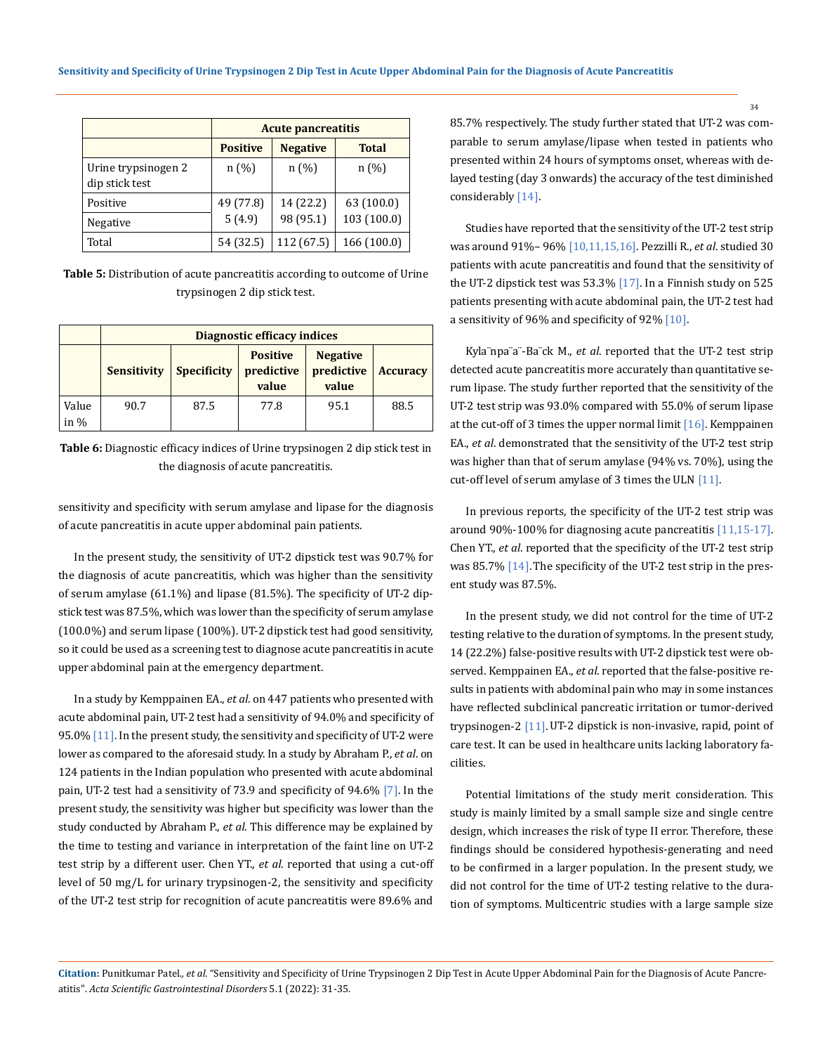| | Acute pancreatitis | | |
|---|---|---|---|
| | **Positive** | **Negative** | **Total** |
| Urine trypsinogen 2 dip stick test | n (%) | n (%) | n (%) |
| Positive | 49 (77.8) | 14 (22.2) | 63 (100.0) |
| Negative | 5 (4.9) | 98 (95.1) | 103 (100.0) |
| Total | 54 (32.5) | 112 (67.5) | 166 (100.0) |

**Table 5:** Distribution of acute pancreatitis according to outcome of Urine trypsinogen 2 dip stick test.

| | Diagnostic efficacy indices | | | | |
|---|---|---|---|---|---|
| | **Sensitivity** | **Specificity** | **Positive predictive value** | **Negative predictive value** | **Accuracy** |
| Value in % | 90.7 | 87.5 | 77.8 | 95.1 | 88.5 |

**Table 6:** Diagnostic efficacy indices of Urine trypsinogen 2 dip stick test in the diagnosis of acute pancreatitis.

sensitivity and specificity with serum amylase and lipase for the diagnosis of acute pancreatitis in acute upper abdominal pain patients.

In the present study, the sensitivity of UT-2 dipstick test was 90.7% for the diagnosis of acute pancreatitis, which was higher than the sensitivity of serum amylase (61.1%) and lipase (81.5%). The specificity of UT-2 dipstick test was 87.5%, which was lower than the specificity of serum amylase (100.0%) and serum lipase (100%). UT-2 dipstick test had good sensitivity, so it could be used as a screening test to diagnose acute pancreatitis in acute upper abdominal pain at the emergency department.

In a study by Kemppainen EA., *et al*. on 447 patients who presented with acute abdominal pain, UT-2 test had a sensitivity of 94.0% and specificity of 95.0% [11]. In the present study, the sensitivity and specificity of UT-2 were lower as compared to the aforesaid study. In a study by Abraham P., *et al*. on 124 patients in the Indian population who presented with acute abdominal pain, UT-2 test had a sensitivity of 73.9 and specificity of 94.6% [7]. In the present study, the sensitivity was higher but specificity was lower than the study conducted by Abraham P., *et al*. This difference may be explained by the time to testing and variance in interpretation of the faint line on UT-2 test strip by a different user. Chen YT., *et al*. reported that using a cut-off level of 50 mg/L for urinary trypsinogen-2, the sensitivity and specificity of the UT-2 test strip for recognition of acute pancreatitis were 89.6% and 85.7% respectively. The study further stated that UT-2 was comparable to serum amylase/lipase when tested in patients who presented within 24 hours of symptoms onset, whereas with delayed testing (day 3 onwards) the accuracy of the test diminished considerably [14].

Studies have reported that the sensitivity of the UT-2 test strip was around 91%– 96% [10,11,15,16]. Pezzilli R., *et al*. studied 30 patients with acute pancreatitis and found that the sensitivity of the UT-2 dipstick test was 53.3% [17]. In a Finnish study on 525 patients presenting with acute abdominal pain, the UT-2 test had a sensitivity of 96% and specificity of 92% [10].

Kyla¨npa¨a¨-Ba¨ck M., *et al*. reported that the UT-2 test strip detected acute pancreatitis more accurately than quantitative serum lipase. The study further reported that the sensitivity of the UT-2 test strip was 93.0% compared with 55.0% of serum lipase at the cut-off of 3 times the upper normal limit [16]. Kemppainen EA., *et al*. demonstrated that the sensitivity of the UT-2 test strip was higher than that of serum amylase (94% vs. 70%), using the cut-off level of serum amylase of 3 times the ULN [11].

In previous reports, the specificity of the UT-2 test strip was around 90%-100% for diagnosing acute pancreatitis [11,15-17]. Chen YT., *et al*. reported that the specificity of the UT-2 test strip was 85.7% [14]. The specificity of the UT-2 test strip in the present study was 87.5%.

In the present study, we did not control for the time of UT-2 testing relative to the duration of symptoms. In the present study, 14 (22.2%) false-positive results with UT-2 dipstick test were observed. Kemppainen EA., *et al*. reported that the false-positive results in patients with abdominal pain who may in some instances have reflected subclinical pancreatic irritation or tumor-derived trypsinogen-2 [11]. UT-2 dipstick is non-invasive, rapid, point of care test. It can be used in healthcare units lacking laboratory facilities.

Potential limitations of the study merit consideration. This study is mainly limited by a small sample size and single centre design, which increases the risk of type II error. Therefore, these findings should be considered hypothesis-generating and need to be confirmed in a larger population. In the present study, we did not control for the time of UT-2 testing relative to the duration of symptoms. Multicentric studies with a large sample size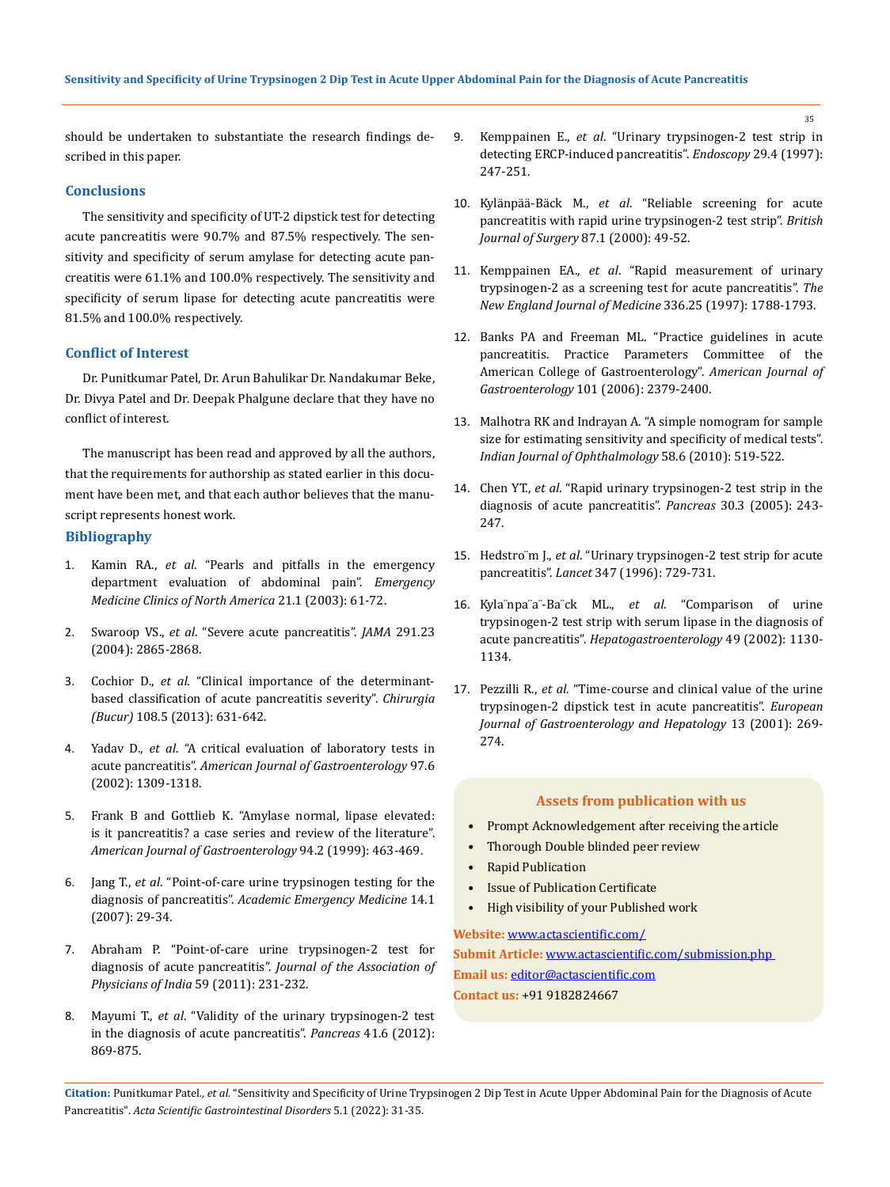should be undertaken to substantiate the research findings described in this paper.

## Conclusions

The sensitivity and specificity of UT-2 dipstick test for detecting acute pancreatitis were 90.7% and 87.5% respectively. The sensitivity and specificity of serum amylase for detecting acute pancreatitis were 61.1% and 100.0% respectively. The sensitivity and specificity of serum lipase for detecting acute pancreatitis were 81.5% and 100.0% respectively.

## Conflict of Interest

Dr. Punitkumar Patel, Dr. Arun Bahulikar Dr. Nandakumar Beke, Dr. Divya Patel and Dr. Deepak Phalgune declare that they have no conflict of interest.

The manuscript has been read and approved by all the authors, that the requirements for authorship as stated earlier in this document have been met, and that each author believes that the manuscript represents honest work.

## Bibliography

1. Kamin RA., *et al*. "Pearls and pitfalls in the emergency department evaluation of abdominal pain". *Emergency Medicine Clinics of North America* 21.1 (2003): 61-72.
2. Swaroop VS., *et al*. "Severe acute pancreatitis". *JAMA* 291.23 (2004): 2865-2868.
3. Cochior D., *et al*. "Clinical importance of the determinant-based classification of acute pancreatitis severity". *Chirurgia (Bucur)* 108.5 (2013): 631-642.
4. Yadav D., *et al*. "A critical evaluation of laboratory tests in acute pancreatitis". *American Journal of Gastroenterology* 97.6 (2002): 1309-1318.
5. Frank B and Gottlieb K. "Amylase normal, lipase elevated: is it pancreatitis? a case series and review of the literature". *American Journal of Gastroenterology* 94.2 (1999): 463-469.
6. Jang T., *et al*. "Point-of-care urine trypsinogen testing for the diagnosis of pancreatitis". *Academic Emergency Medicine* 14.1 (2007): 29-34.
7. Abraham P. "Point-of-care urine trypsinogen-2 test for diagnosis of acute pancreatitis". *Journal of the Association of Physicians of India* 59 (2011): 231-232.
8. Mayumi T., *et al*. "Validity of the urinary trypsinogen-2 test in the diagnosis of acute pancreatitis". *Pancreas* 41.6 (2012): 869-875.
9. Kemppainen E., *et al*. "Urinary trypsinogen-2 test strip in detecting ERCP-induced pancreatitis". *Endoscopy* 29.4 (1997): 247-251.
10. Kylänpää-Bäck M., *et al*. "Reliable screening for acute pancreatitis with rapid urine trypsinogen-2 test strip". *British Journal of Surgery* 87.1 (2000): 49-52.
11. Kemppainen EA., *et al*. "Rapid measurement of urinary trypsinogen-2 as a screening test for acute pancreatitis". *The New England Journal of Medicine* 336.25 (1997): 1788-1793.
12. Banks PA and Freeman ML. "Practice guidelines in acute pancreatitis. Practice Parameters Committee of the American College of Gastroenterology". *American Journal of Gastroenterology* 101 (2006): 2379-2400.
13. Malhotra RK and Indrayan A. "A simple nomogram for sample size for estimating sensitivity and specificity of medical tests". *Indian Journal of Ophthalmology* 58.6 (2010): 519-522.
14. Chen YT., *et al*. "Rapid urinary trypsinogen-2 test strip in the diagnosis of acute pancreatitis". *Pancreas* 30.3 (2005): 243-247.
15. Hedstro¨m J., *et al*. "Urinary trypsinogen-2 test strip for acute pancreatitis". *Lancet* 347 (1996): 729-731.
16. Kyla¨npa¨a¨-Ba¨ck ML., *et al*. "Comparison of urine trypsinogen-2 test strip with serum lipase in the diagnosis of acute pancreatitis". *Hepatogastroenterology* 49 (2002): 1130-1134.
17. Pezzilli R., *et al*. "Time-course and clinical value of the urine trypsinogen-2 dipstick test in acute pancreatitis". *European Journal of Gastroenterology and Hepatology* 13 (2001): 269-274.

### Assets from publication with us

- Prompt Acknowledgement after receiving the article
- Thorough Double blinded peer review
- Rapid Publication
- Issue of Publication Certificate
- High visibility of your Published work

**Website:** www.actascientific.com/
**Submit Article:** www.actascientific.com/submission.php
**Email us:** editor@actascientific.com
**Contact us:** +91 9182824667